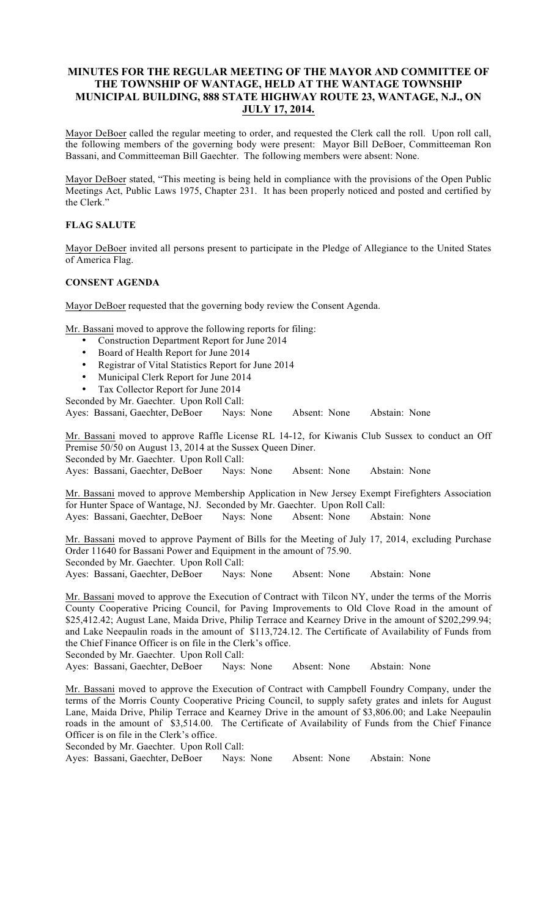# MINUTES FOR THE REGULAR MEETING OF THE MAYOR AND COMMITTEE OF THE TOWNSHIP OF WANTAGE, HELD AT THE WANTAGE TOWNSHIP MUNICIPAL BUILDING, 888 STATE HIGHWAY ROUTE 23, WANTAGE, N.J., ON JULY 17, 2014.

Mayor DeBoer called the regular meeting to order, and requested the Clerk call the roll. Upon roll call, the following members of the governing body were present: Mayor Bill DeBoer, Committeeman Ron Bassani, and Committeeman Bill Gaechter. The following members were absent: None.

Mayor DeBoer stated, "This meeting is being held in compliance with the provisions of the Open Public Meetings Act, Public Laws 1975, Chapter 231. It has been properly noticed and posted and certified by the Clerk."

**FLAG SALUTE**

Mayor DeBoer invited all persons present to participate in the Pledge of Allegiance to the United States of America Flag.

**CONSENT AGENDA**

Mayor DeBoer requested that the governing body review the Consent Agenda.

Mr. Bassani moved to approve the following reports for filing:

- Construction Department Report for June 2014
- Board of Health Report for June 2014
- Registrar of Vital Statistics Report for June 2014
- Municipal Clerk Report for June 2014
- Tax Collector Report for June 2014

Seconded by Mr. Gaechter. Upon Roll Call:
Ayes: Bassani, Gaechter, DeBoer Nays: None Absent: None Abstain: None

Mr. Bassani moved to approve Raffle License RL 14-12, for Kiwanis Club Sussex to conduct an Off Premise 50/50 on August 13, 2014 at the Sussex Queen Diner.
Seconded by Mr. Gaechter. Upon Roll Call:
Ayes: Bassani, Gaechter, DeBoer Nays: None Absent: None Abstain: None

Mr. Bassani moved to approve Membership Application in New Jersey Exempt Firefighters Association for Hunter Space of Wantage, NJ. Seconded by Mr. Gaechter. Upon Roll Call:
Ayes: Bassani, Gaechter, DeBoer Nays: None Absent: None Abstain: None

Mr. Bassani moved to approve Payment of Bills for the Meeting of July 17, 2014, excluding Purchase Order 11640 for Bassani Power and Equipment in the amount of 75.90.
Seconded by Mr. Gaechter. Upon Roll Call:
Ayes: Bassani, Gaechter, DeBoer Nays: None Absent: None Abstain: None

Mr. Bassani moved to approve the Execution of Contract with Tilcon NY, under the terms of the Morris County Cooperative Pricing Council, for Paving Improvements to Old Clove Road in the amount of $25,412.42; August Lane, Maida Drive, Philip Terrace and Kearney Drive in the amount of $202,299.94; and Lake Neepaulin roads in the amount of $113,724.12. The Certificate of Availability of Funds from the Chief Finance Officer is on file in the Clerk's office.
Seconded by Mr. Gaechter. Upon Roll Call:
Ayes: Bassani, Gaechter, DeBoer Nays: None Absent: None Abstain: None

Mr. Bassani moved to approve the Execution of Contract with Campbell Foundry Company, under the terms of the Morris County Cooperative Pricing Council, to supply safety grates and inlets for August Lane, Maida Drive, Philip Terrace and Kearney Drive in the amount of $3,806.00; and Lake Neepaulin roads in the amount of $3,514.00. The Certificate of Availability of Funds from the Chief Finance Officer is on file in the Clerk's office.
Seconded by Mr. Gaechter. Upon Roll Call:
Ayes: Bassani, Gaechter, DeBoer Nays: None Absent: None Abstain: None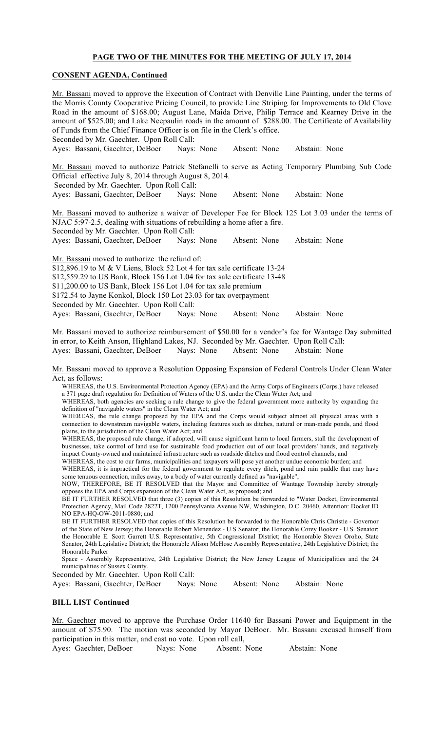## PAGE TWO OF THE MINUTES FOR THE MEETING OF JULY 17, 2014

### CONSENT AGENDA, Continued

Mr. Bassani moved to approve the Execution of Contract with Denville Line Painting, under the terms of the Morris County Cooperative Pricing Council, to provide Line Striping for Improvements to Old Clove Road in the amount of $168.00; August Lane, Maida Drive, Philip Terrace and Kearney Drive in the amount of $525.00; and Lake Neepaulin roads in the amount of $288.00. The Certificate of Availability of Funds from the Chief Finance Officer is on file in the Clerk's office.
Seconded by Mr. Gaechter. Upon Roll Call:
Ayes: Bassani, Gaechter, DeBoer Nays: None Absent: None Abstain: None

Mr. Bassani moved to authorize Patrick Stefanelli to serve as Acting Temporary Plumbing Sub Code Official effective July 8, 2014 through August 8, 2014.
Seconded by Mr. Gaechter. Upon Roll Call:
Ayes: Bassani, Gaechter, DeBoer Nays: None Absent: None Abstain: None

Mr. Bassani moved to authorize a waiver of Developer Fee for Block 125 Lot 3.03 under the terms of NJAC 5:97-2.5, dealing with situations of rebuilding a home after a fire.
Seconded by Mr. Gaechter. Upon Roll Call:
Ayes: Bassani, Gaechter, DeBoer Nays: None Absent: None Abstain: None

Mr. Bassani moved to authorize the refund of:
$12,896.19 to M & V Liens, Block 52 Lot 4 for tax sale certificate 13-24
$12,559.29 to US Bank, Block 156 Lot 1.04 for tax sale certificate 13-48
$11,200.00 to US Bank, Block 156 Lot 1.04 for tax sale premium
$172.54 to Jayne Konkol, Block 150 Lot 23.03 for tax overpayment
Seconded by Mr. Gaechter. Upon Roll Call:
Ayes: Bassani, Gaechter, DeBoer Nays: None Absent: None Abstain: None

Mr. Bassani moved to authorize reimbursement of $50.00 for a vendor's fee for Wantage Day submitted in error, to Keith Anson, Highland Lakes, NJ. Seconded by Mr. Gaechter. Upon Roll Call:
Ayes: Bassani, Gaechter, DeBoer Nays: None Absent: None Abstain: None

Mr. Bassani moved to approve a Resolution Opposing Expansion of Federal Controls Under Clean Water Act, as follows:

WHEREAS, the U.S. Environmental Protection Agency (EPA) and the Army Corps of Engineers (Corps.) have released a 371 page draft regulation for Definition of Waters of the U.S. under the Clean Water Act; and

WHEREAS, both agencies are seeking a rule change to give the federal government more authority by expanding the definition of "navigable waters" in the Clean Water Act; and

WHEREAS, the rule change proposed by the EPA and the Corps would subject almost all physical areas with a connection to downstream navigable waters, including features such as ditches, natural or man-made ponds, and flood plains, to the jurisdiction of the Clean Water Act; and

WHEREAS, the proposed rule change, if adopted, will cause significant harm to local farmers, stall the development of businesses, take control of land use for sustainable food production out of our local providers' hands, and negatively impact County-owned and maintained infrastructure such as roadside ditches and flood control channels; and

WHEREAS, the cost to our farms, municipalities and taxpayers will pose yet another undue economic burden; and

WHEREAS, it is impractical for the federal government to regulate every ditch, pond and rain puddle that may have some tenuous connection, miles away, to a body of water currently defined as "navigable",

NOW, THEREFORE, BE IT RESOLVED that the Mayor and Committee of Wantage Township hereby strongly opposes the EPA and Corps expansion of the Clean Water Act, as proposed; and

BE IT FURTHER RESOLVED that three (3) copies of this Resolution be forwarded to "Water Docket, Environmental Protection Agency, Mail Code 2822T, 1200 Pennsylvania Avenue NW, Washington, D.C. 20460, Attention: Docket ID NO EPA-HQ-OW-2011-0880; and

BE IT FURTHER RESOLVED that copies of this Resolution be forwarded to the Honorable Chris Christie - Governor of the State of New Jersey; the Honorable Robert Menendez - U.S Senator; the Honorable Corey Booker - U.S. Senator; the Honorable E. Scott Garrett U.S. Representative, 5th Congressional District; the Honorable Steven Oroho, State Senator, 24th Legislative District; the Honorable Alison McHose Assembly Representative, 24th Legislative District; the Honorable Parker

Space - Assembly Representative, 24th Legislative District; the New Jersey League of Municipalities and the 24 municipalities of Sussex County.

Seconded by Mr. Gaechter. Upon Roll Call:
Ayes: Bassani, Gaechter, DeBoer Nays: None Absent: None Abstain: None

### BILL LIST Continued

Mr. Gaechter moved to approve the Purchase Order 11640 for Bassani Power and Equipment in the amount of $75.90. The motion was seconded by Mayor DeBoer. Mr. Bassani excused himself from participation in this matter, and cast no vote. Upon roll call,
Ayes: Gaechter, DeBoer Nays: None Absent: None Abstain: None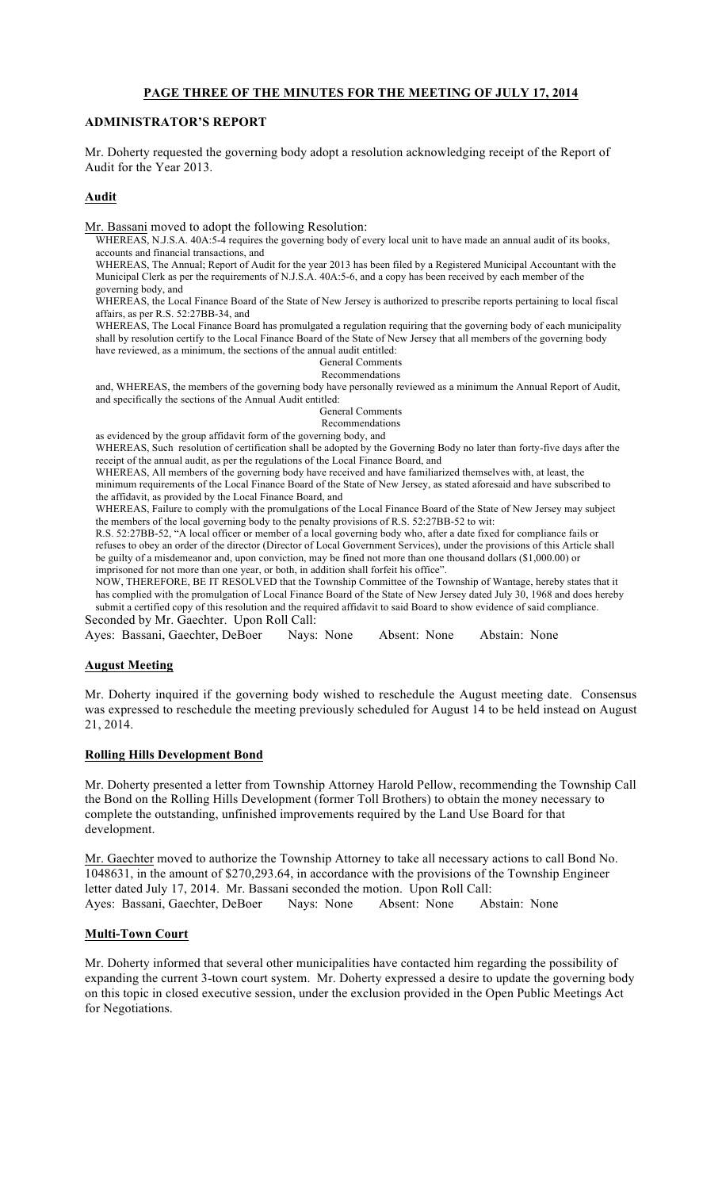**PAGE THREE OF THE MINUTES FOR THE MEETING OF JULY 17, 2014**

## ADMINISTRATOR'S REPORT

Mr. Doherty requested the governing body adopt a resolution acknowledging receipt of the Report of Audit for the Year 2013.

### Audit

Mr. Bassani moved to adopt the following Resolution:

WHEREAS, N.J.S.A. 40A:5-4 requires the governing body of every local unit to have made an annual audit of its books, accounts and financial transactions, and

WHEREAS, The Annual; Report of Audit for the year 2013 has been filed by a Registered Municipal Accountant with the Municipal Clerk as per the requirements of N.J.S.A. 40A:5-6, and a copy has been received by each member of the governing body, and

WHEREAS, the Local Finance Board of the State of New Jersey is authorized to prescribe reports pertaining to local fiscal affairs, as per R.S. 52:27BB-34, and

WHEREAS, The Local Finance Board has promulgated a regulation requiring that the governing body of each municipality shall by resolution certify to the Local Finance Board of the State of New Jersey that all members of the governing body have reviewed, as a minimum, the sections of the annual audit entitled:

General Comments
Recommendations

and, WHEREAS, the members of the governing body have personally reviewed as a minimum the Annual Report of Audit, and specifically the sections of the Annual Audit entitled:

General Comments
Recommendations

as evidenced by the group affidavit form of the governing body, and

WHEREAS, Such resolution of certification shall be adopted by the Governing Body no later than forty-five days after the receipt of the annual audit, as per the regulations of the Local Finance Board, and

WHEREAS, All members of the governing body have received and have familiarized themselves with, at least, the minimum requirements of the Local Finance Board of the State of New Jersey, as stated aforesaid and have subscribed to the affidavit, as provided by the Local Finance Board, and

WHEREAS, Failure to comply with the promulgations of the Local Finance Board of the State of New Jersey may subject the members of the local governing body to the penalty provisions of R.S. 52:27BB-52 to wit:

R.S. 52:27BB-52, "A local officer or member of a local governing body who, after a date fixed for compliance fails or refuses to obey an order of the director (Director of Local Government Services), under the provisions of this Article shall be guilty of a misdemeanor and, upon conviction, may be fined not more than one thousand dollars ($1,000.00) or imprisoned for not more than one year, or both, in addition shall forfeit his office".

NOW, THEREFORE, BE IT RESOLVED that the Township Committee of the Township of Wantage, hereby states that it has complied with the promulgation of Local Finance Board of the State of New Jersey dated July 30, 1968 and does hereby submit a certified copy of this resolution and the required affidavit to said Board to show evidence of said compliance.

Seconded by Mr. Gaechter. Upon Roll Call:

Ayes: Bassani, Gaechter, DeBoer Nays: None Absent: None Abstain: None

### August Meeting

Mr. Doherty inquired if the governing body wished to reschedule the August meeting date. Consensus was expressed to reschedule the meeting previously scheduled for August 14 to be held instead on August 21, 2014.

### Rolling Hills Development Bond

Mr. Doherty presented a letter from Township Attorney Harold Pellow, recommending the Township Call the Bond on the Rolling Hills Development (former Toll Brothers) to obtain the money necessary to complete the outstanding, unfinished improvements required by the Land Use Board for that development.

Mr. Gaechter moved to authorize the Township Attorney to take all necessary actions to call Bond No. 1048631, in the amount of $270,293.64, in accordance with the provisions of the Township Engineer letter dated July 17, 2014. Mr. Bassani seconded the motion. Upon Roll Call:

Ayes: Bassani, Gaechter, DeBoer Nays: None Absent: None Abstain: None

### Multi-Town Court

Mr. Doherty informed that several other municipalities have contacted him regarding the possibility of expanding the current 3-town court system. Mr. Doherty expressed a desire to update the governing body on this topic in closed executive session, under the exclusion provided in the Open Public Meetings Act for Negotiations.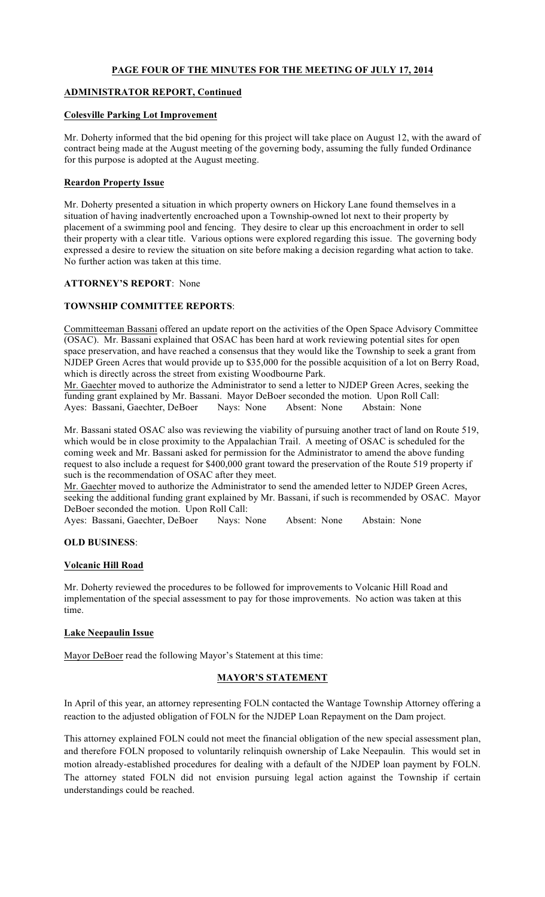**PAGE FOUR OF THE MINUTES FOR THE MEETING OF JULY 17, 2014**

**ADMINISTRATOR REPORT, Continued**

**Colesville Parking Lot Improvement**

Mr. Doherty informed that the bid opening for this project will take place on August 12, with the award of contract being made at the August meeting of the governing body, assuming the fully funded Ordinance for this purpose is adopted at the August meeting.

**Reardon Property Issue**

Mr. Doherty presented a situation in which property owners on Hickory Lane found themselves in a situation of having inadvertently encroached upon a Township-owned lot next to their property by placement of a swimming pool and fencing. They desire to clear up this encroachment in order to sell their property with a clear title. Various options were explored regarding this issue. The governing body expressed a desire to review the situation on site before making a decision regarding what action to take. No further action was taken at this time.

**ATTORNEY'S REPORT**: None

**TOWNSHIP COMMITTEE REPORTS**:

Committeeman Bassani offered an update report on the activities of the Open Space Advisory Committee (OSAC). Mr. Bassani explained that OSAC has been hard at work reviewing potential sites for open space preservation, and have reached a consensus that they would like the Township to seek a grant from NJDEP Green Acres that would provide up to $35,000 for the possible acquisition of a lot on Berry Road, which is directly across the street from existing Woodbourne Park.
Mr. Gaechter moved to authorize the Administrator to send a letter to NJDEP Green Acres, seeking the funding grant explained by Mr. Bassani. Mayor DeBoer seconded the motion. Upon Roll Call:
Ayes: Bassani, Gaechter, DeBoer Nays: None Absent: None Abstain: None

Mr. Bassani stated OSAC also was reviewing the viability of pursuing another tract of land on Route 519, which would be in close proximity to the Appalachian Trail. A meeting of OSAC is scheduled for the coming week and Mr. Bassani asked for permission for the Administrator to amend the above funding request to also include a request for $400,000 grant toward the preservation of the Route 519 property if such is the recommendation of OSAC after they meet.
Mr. Gaechter moved to authorize the Administrator to send the amended letter to NJDEP Green Acres, seeking the additional funding grant explained by Mr. Bassani, if such is recommended by OSAC. Mayor DeBoer seconded the motion. Upon Roll Call:
Ayes: Bassani, Gaechter, DeBoer Nays: None Absent: None Abstain: None

**OLD BUSINESS**:

**Volcanic Hill Road**

Mr. Doherty reviewed the procedures to be followed for improvements to Volcanic Hill Road and implementation of the special assessment to pay for those improvements. No action was taken at this time.

**Lake Neepaulin Issue**

Mayor DeBoer read the following Mayor's Statement at this time:

**MAYOR'S STATEMENT**

In April of this year, an attorney representing FOLN contacted the Wantage Township Attorney offering a reaction to the adjusted obligation of FOLN for the NJDEP Loan Repayment on the Dam project.

This attorney explained FOLN could not meet the financial obligation of the new special assessment plan, and therefore FOLN proposed to voluntarily relinquish ownership of Lake Neepaulin. This would set in motion already-established procedures for dealing with a default of the NJDEP loan payment by FOLN. The attorney stated FOLN did not envision pursuing legal action against the Township if certain understandings could be reached.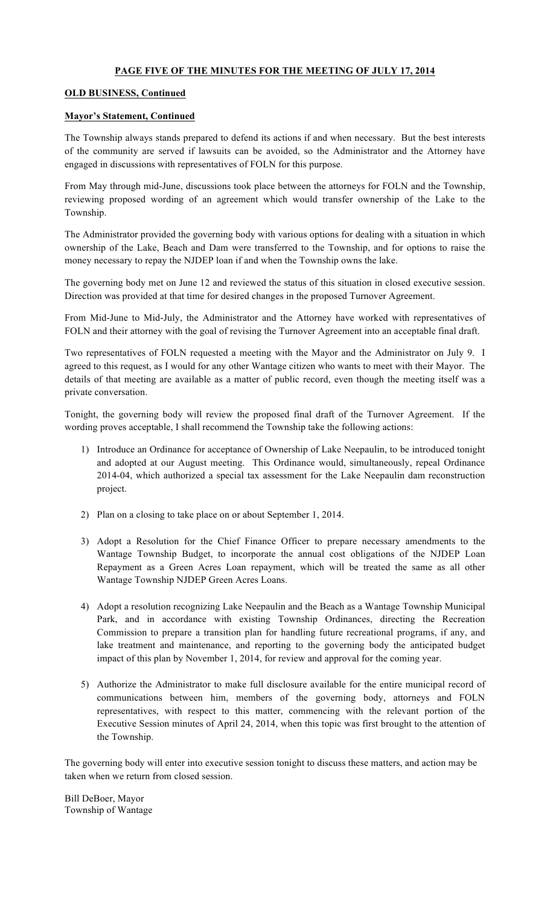**PAGE FIVE OF THE MINUTES FOR THE MEETING OF JULY 17, 2014**

**OLD BUSINESS, Continued**

**Mayor's Statement, Continued**

The Township always stands prepared to defend its actions if and when necessary. But the best interests of the community are served if lawsuits can be avoided, so the Administrator and the Attorney have engaged in discussions with representatives of FOLN for this purpose.

From May through mid-June, discussions took place between the attorneys for FOLN and the Township, reviewing proposed wording of an agreement which would transfer ownership of the Lake to the Township.

The Administrator provided the governing body with various options for dealing with a situation in which ownership of the Lake, Beach and Dam were transferred to the Township, and for options to raise the money necessary to repay the NJDEP loan if and when the Township owns the lake.

The governing body met on June 12 and reviewed the status of this situation in closed executive session. Direction was provided at that time for desired changes in the proposed Turnover Agreement.

From Mid-June to Mid-July, the Administrator and the Attorney have worked with representatives of FOLN and their attorney with the goal of revising the Turnover Agreement into an acceptable final draft.

Two representatives of FOLN requested a meeting with the Mayor and the Administrator on July 9. I agreed to this request, as I would for any other Wantage citizen who wants to meet with their Mayor. The details of that meeting are available as a matter of public record, even though the meeting itself was a private conversation.

Tonight, the governing body will review the proposed final draft of the Turnover Agreement. If the wording proves acceptable, I shall recommend the Township take the following actions:

1) Introduce an Ordinance for acceptance of Ownership of Lake Neepaulin, to be introduced tonight and adopted at our August meeting. This Ordinance would, simultaneously, repeal Ordinance 2014-04, which authorized a special tax assessment for the Lake Neepaulin dam reconstruction project.

2) Plan on a closing to take place on or about September 1, 2014.

3) Adopt a Resolution for the Chief Finance Officer to prepare necessary amendments to the Wantage Township Budget, to incorporate the annual cost obligations of the NJDEP Loan Repayment as a Green Acres Loan repayment, which will be treated the same as all other Wantage Township NJDEP Green Acres Loans.

4) Adopt a resolution recognizing Lake Neepaulin and the Beach as a Wantage Township Municipal Park, and in accordance with existing Township Ordinances, directing the Recreation Commission to prepare a transition plan for handling future recreational programs, if any, and lake treatment and maintenance, and reporting to the governing body the anticipated budget impact of this plan by November 1, 2014, for review and approval for the coming year.

5) Authorize the Administrator to make full disclosure available for the entire municipal record of communications between him, members of the governing body, attorneys and FOLN representatives, with respect to this matter, commencing with the relevant portion of the Executive Session minutes of April 24, 2014, when this topic was first brought to the attention of the Township.

The governing body will enter into executive session tonight to discuss these matters, and action may be taken when we return from closed session.

Bill DeBoer, Mayor
Township of Wantage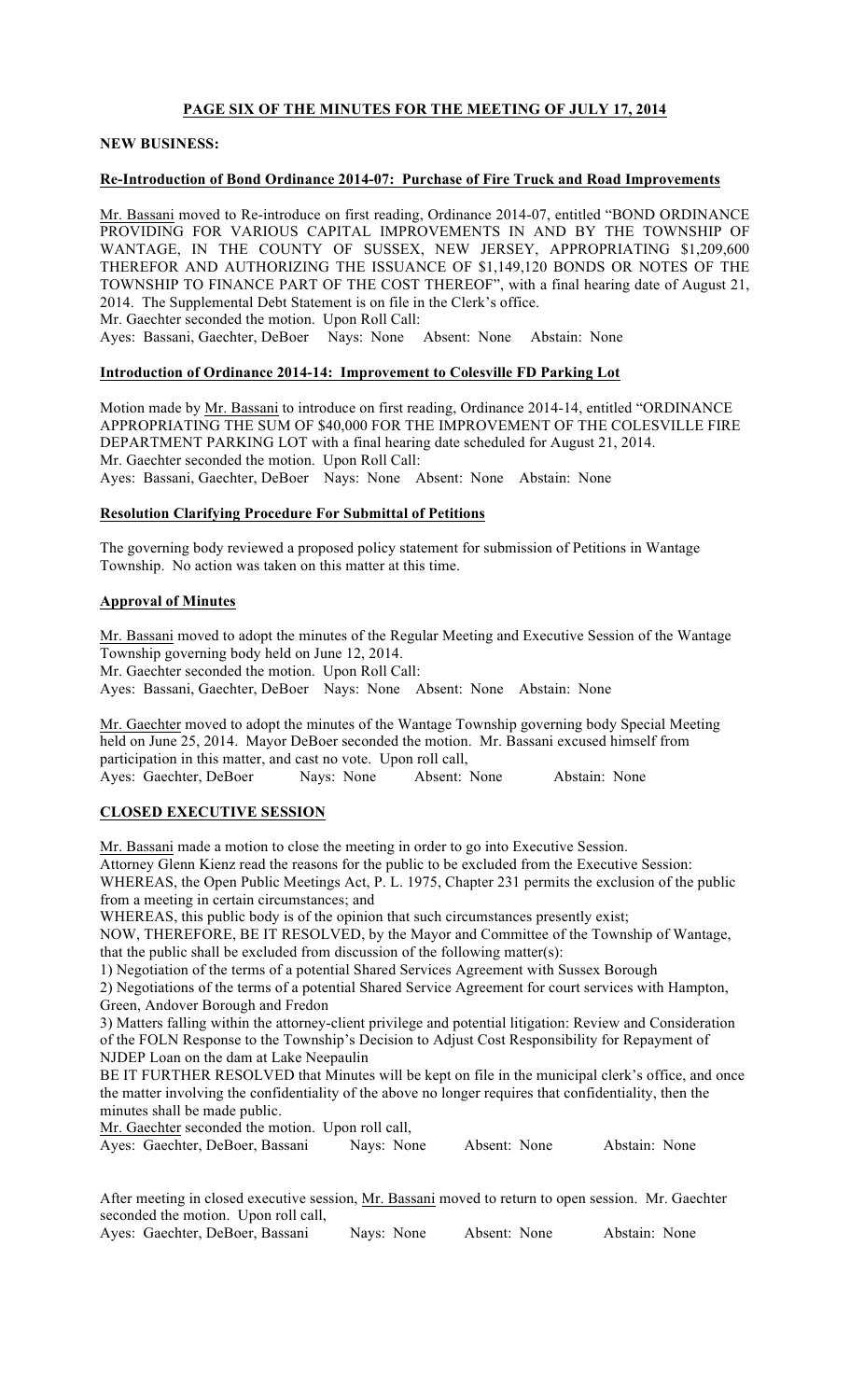**PAGE SIX OF THE MINUTES FOR THE MEETING OF JULY 17, 2014**

**NEW BUSINESS:**

**Re-Introduction of Bond Ordinance 2014-07: Purchase of Fire Truck and Road Improvements**

Mr. Bassani moved to Re-introduce on first reading, Ordinance 2014-07, entitled "BOND ORDINANCE PROVIDING FOR VARIOUS CAPITAL IMPROVEMENTS IN AND BY THE TOWNSHIP OF WANTAGE, IN THE COUNTY OF SUSSEX, NEW JERSEY, APPROPRIATING $1,209,600 THEREFOR AND AUTHORIZING THE ISSUANCE OF $1,149,120 BONDS OR NOTES OF THE TOWNSHIP TO FINANCE PART OF THE COST THEREOF", with a final hearing date of August 21, 2014. The Supplemental Debt Statement is on file in the Clerk's office.
Mr. Gaechter seconded the motion. Upon Roll Call:
Ayes: Bassani, Gaechter, DeBoer Nays: None Absent: None Abstain: None

**Introduction of Ordinance 2014-14: Improvement to Colesville FD Parking Lot**

Motion made by Mr. Bassani to introduce on first reading, Ordinance 2014-14, entitled "ORDINANCE APPROPRIATING THE SUM OF $40,000 FOR THE IMPROVEMENT OF THE COLESVILLE FIRE DEPARTMENT PARKING LOT with a final hearing date scheduled for August 21, 2014.
Mr. Gaechter seconded the motion. Upon Roll Call:
Ayes: Bassani, Gaechter, DeBoer Nays: None Absent: None Abstain: None

**Resolution Clarifying Procedure For Submittal of Petitions**

The governing body reviewed a proposed policy statement for submission of Petitions in Wantage Township. No action was taken on this matter at this time.

**Approval of Minutes**

Mr. Bassani moved to adopt the minutes of the Regular Meeting and Executive Session of the Wantage Township governing body held on June 12, 2014.
Mr. Gaechter seconded the motion. Upon Roll Call:
Ayes: Bassani, Gaechter, DeBoer Nays: None Absent: None Abstain: None

Mr. Gaechter moved to adopt the minutes of the Wantage Township governing body Special Meeting held on June 25, 2014. Mayor DeBoer seconded the motion. Mr. Bassani excused himself from participation in this matter, and cast no vote. Upon roll call,
Ayes: Gaechter, DeBoer Nays: None Absent: None Abstain: None

**CLOSED EXECUTIVE SESSION**

Mr. Bassani made a motion to close the meeting in order to go into Executive Session.
Attorney Glenn Kienz read the reasons for the public to be excluded from the Executive Session:
WHEREAS, the Open Public Meetings Act, P. L. 1975, Chapter 231 permits the exclusion of the public from a meeting in certain circumstances; and
WHEREAS, this public body is of the opinion that such circumstances presently exist;
NOW, THEREFORE, BE IT RESOLVED, by the Mayor and Committee of the Township of Wantage, that the public shall be excluded from discussion of the following matter(s):
1) Negotiation of the terms of a potential Shared Services Agreement with Sussex Borough
2) Negotiations of the terms of a potential Shared Service Agreement for court services with Hampton, Green, Andover Borough and Fredon
3) Matters falling within the attorney-client privilege and potential litigation: Review and Consideration of the FOLN Response to the Township's Decision to Adjust Cost Responsibility for Repayment of NJDEP Loan on the dam at Lake Neepaulin
BE IT FURTHER RESOLVED that Minutes will be kept on file in the municipal clerk's office, and once the matter involving the confidentiality of the above no longer requires that confidentiality, then the minutes shall be made public.
Mr. Gaechter seconded the motion. Upon roll call,
Ayes: Gaechter, DeBoer, Bassani Nays: None Absent: None Abstain: None

After meeting in closed executive session, Mr. Bassani moved to return to open session. Mr. Gaechter seconded the motion. Upon roll call,
Ayes: Gaechter, DeBoer, Bassani Nays: None Absent: None Abstain: None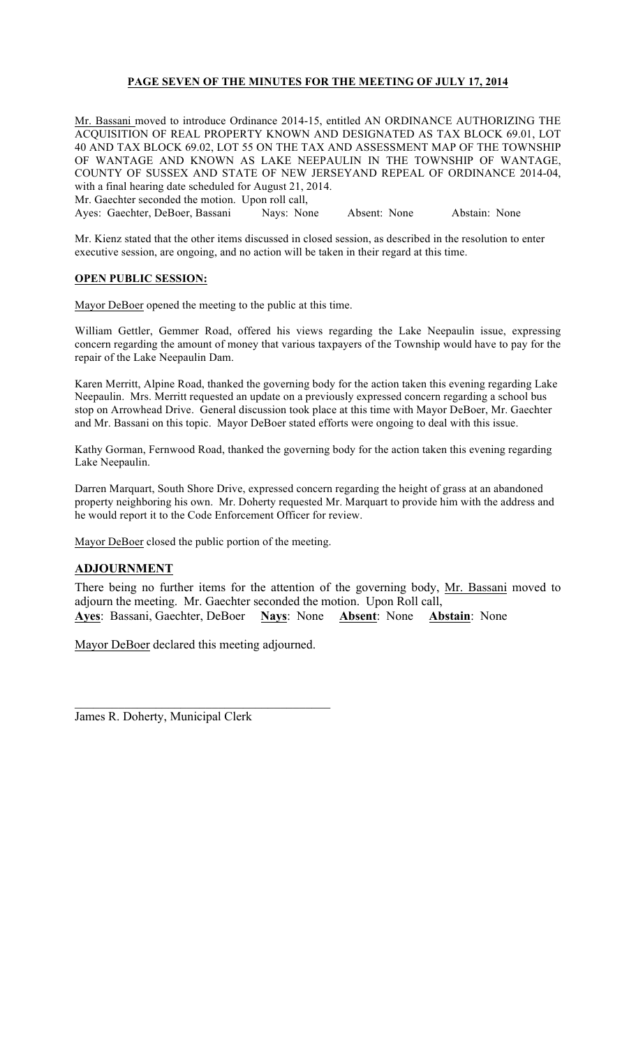Mr. Bassani moved to introduce Ordinance 2014-15, entitled AN ORDINANCE AUTHORIZING THE ACQUISITION OF REAL PROPERTY KNOWN AND DESIGNATED AS TAX BLOCK 69.01, LOT 40 AND TAX BLOCK 69.02, LOT 55 ON THE TAX AND ASSESSMENT MAP OF THE TOWNSHIP OF WANTAGE AND KNOWN AS LAKE NEEPAULIN IN THE TOWNSHIP OF WANTAGE, COUNTY OF SUSSEX AND STATE OF NEW JERSEYAND REPEAL OF ORDINANCE 2014-04, with a final hearing date scheduled for August 21, 2014.
Mr. Gaechter seconded the motion. Upon roll call,
Ayes: Gaechter, DeBoer, Bassani Nays: None Absent: None Abstain: None

Mr. Kienz stated that the other items discussed in closed session, as described in the resolution to enter executive session, are ongoing, and no action will be taken in their regard at this time.

**OPEN PUBLIC SESSION:**

Mayor DeBoer opened the meeting to the public at this time.

William Gettler, Gemmer Road, offered his views regarding the Lake Neepaulin issue, expressing concern regarding the amount of money that various taxpayers of the Township would have to pay for the repair of the Lake Neepaulin Dam.

Karen Merritt, Alpine Road, thanked the governing body for the action taken this evening regarding Lake Neepaulin. Mrs. Merritt requested an update on a previously expressed concern regarding a school bus stop on Arrowhead Drive. General discussion took place at this time with Mayor DeBoer, Mr. Gaechter and Mr. Bassani on this topic. Mayor DeBoer stated efforts were ongoing to deal with this issue.

Kathy Gorman, Fernwood Road, thanked the governing body for the action taken this evening regarding Lake Neepaulin.

Darren Marquart, South Shore Drive, expressed concern regarding the height of grass at an abandoned property neighboring his own. Mr. Doherty requested Mr. Marquart to provide him with the address and he would report it to the Code Enforcement Officer for review.

Mayor DeBoer closed the public portion of the meeting.

## ADJOURNMENT

There being no further items for the attention of the governing body, Mr. Bassani moved to adjourn the meeting. Mr. Gaechter seconded the motion. Upon Roll call,
**Ayes**: Bassani, Gaechter, DeBoer **Nays**: None **Absent**: None **Abstain**: None

Mayor DeBoer declared this meeting adjourned.

\_\_\_\_\_\_\_\_\_\_\_\_\_\_\_\_\_\_\_\_\_\_\_\_\_\_\_\_\_\_\_\_\_\_\_\_\_\_\_\_

James R. Doherty, Municipal Clerk